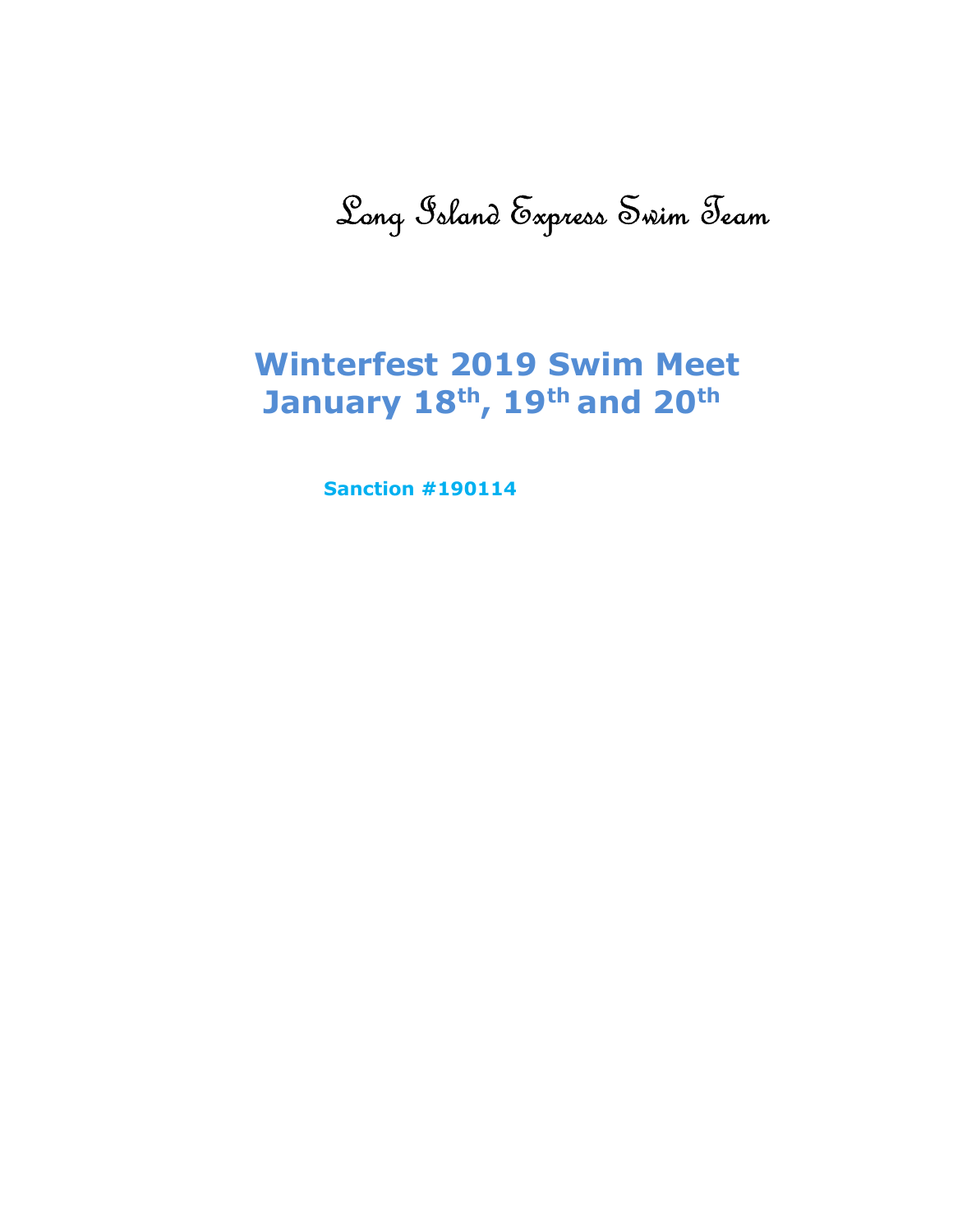# Long Island Express Swim Team

## Winterfest 2019 Swim Meet
## January 18th, 19th and 20th

**Sanction #190114**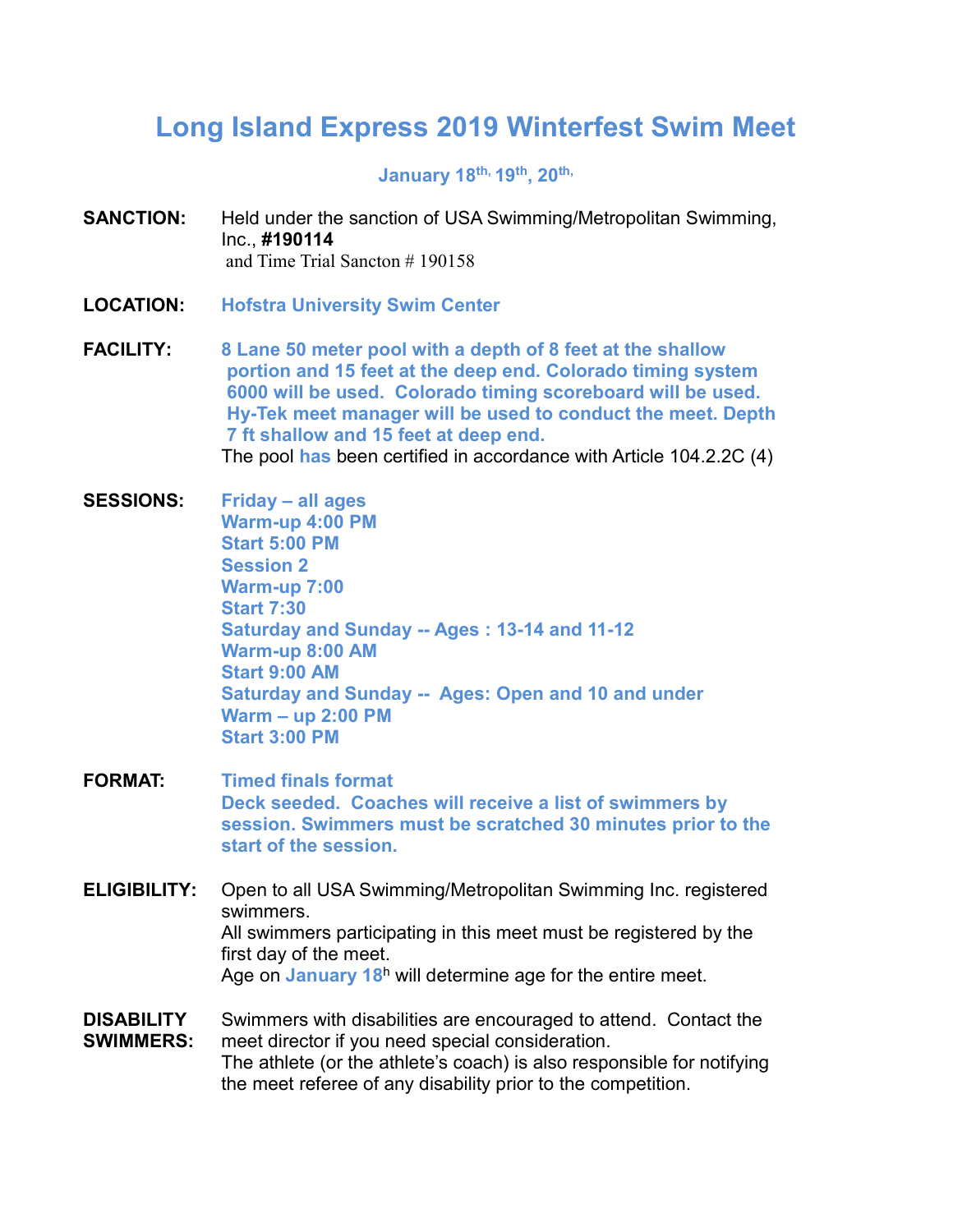# Long Island Express 2019 Winterfest Swim Meet

**January 18th, 19th, 20th,**

**SANCTION:** Held under the sanction of USA Swimming/Metropolitan Swimming, Inc., **#190114**
and Time Trial Sancton # 190158

**LOCATION:** **Hofstra University Swim Center**

**FACILITY:** **8 Lane 50 meter pool with a depth of 8 feet at the shallow portion and 15 feet at the deep end. Colorado timing system 6000 will be used. Colorado timing scoreboard will be used. Hy-Tek meet manager will be used to conduct the meet. Depth 7 ft shallow and 15 feet at deep end.**
The pool **has** been certified in accordance with Article 104.2.2C (4)

**SESSIONS:** **Friday – all ages**
**Warm-up 4:00 PM**
**Start 5:00 PM**
**Session 2**
**Warm-up 7:00**
**Start 7:30**
**Saturday and Sunday -- Ages : 13-14 and 11-12**
**Warm-up 8:00 AM**
**Start 9:00 AM**
**Saturday and Sunday -- Ages: Open and 10 and under**
**Warm – up 2:00 PM**
**Start 3:00 PM**

**FORMAT:** **Timed finals format**
**Deck seeded. Coaches will receive a list of swimmers by session. Swimmers must be scratched 30 minutes prior to the start of the session.**

**ELIGIBILITY:** Open to all USA Swimming/Metropolitan Swimming Inc. registered swimmers.
All swimmers participating in this meet must be registered by the first day of the meet.
Age on **January 18h** will determine age for the entire meet.

**DISABILITY SWIMMERS:** Swimmers with disabilities are encouraged to attend. Contact the meet director if you need special consideration.
The athlete (or the athlete's coach) is also responsible for notifying the meet referee of any disability prior to the competition.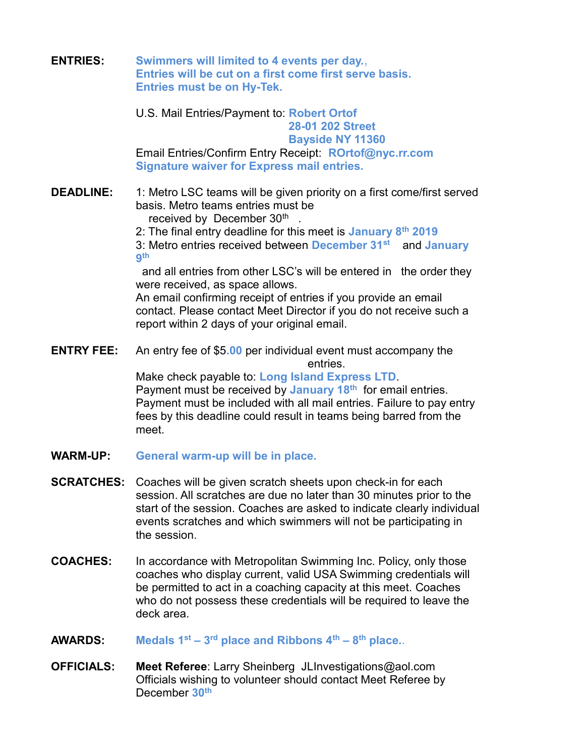**ENTRIES:** **Swimmers will limited to 4 events per day.,**
**Entries will be cut on a first come first serve basis.**
**Entries must be on Hy-Tek.**

U.S. Mail Entries/Payment to: **Robert Ortof**
**28-01 202 Street**
**Bayside NY 11360**

Email Entries/Confirm Entry Receipt: **ROrtof@nyc.rr.com**
**Signature waiver for Express mail entries.**

**DEADLINE:** 1: Metro LSC teams will be given priority on a first come/first served basis. Metro teams entries must be received by December 30th .
2: The final entry deadline for this meet is **January 8th 2019**
3: Metro entries received between **December 31st** and **January 9th** and all entries from other LSC's will be entered in the order they were received, as space allows.
An email confirming receipt of entries if you provide an email contact. Please contact Meet Director if you do not receive such a report within 2 days of your original email.

**ENTRY FEE:** An entry fee of $5**.00** per individual event must accompany the entries.
Make check payable to: **Long Island Express LTD**.
Payment must be received by **January 18th** for email entries.
Payment must be included with all mail entries. Failure to pay entry fees by this deadline could result in teams being barred from the meet.

**WARM-UP:** **General warm-up will be in place.**

**SCRATCHES:** Coaches will be given scratch sheets upon check-in for each session. All scratches are due no later than 30 minutes prior to the start of the session. Coaches are asked to indicate clearly individual events scratches and which swimmers will not be participating in the session.

**COACHES:** In accordance with Metropolitan Swimming Inc. Policy, only those coaches who display current, valid USA Swimming credentials will be permitted to act in a coaching capacity at this meet. Coaches who do not possess these credentials will be required to leave the deck area.

**AWARDS:** **Medals 1st – 3rd place and Ribbons 4th – 8th place..**

**OFFICIALS:** **Meet Referee**: Larry Sheinberg JLInvestigations@aol.com
Officials wishing to volunteer should contact Meet Referee by December **30th**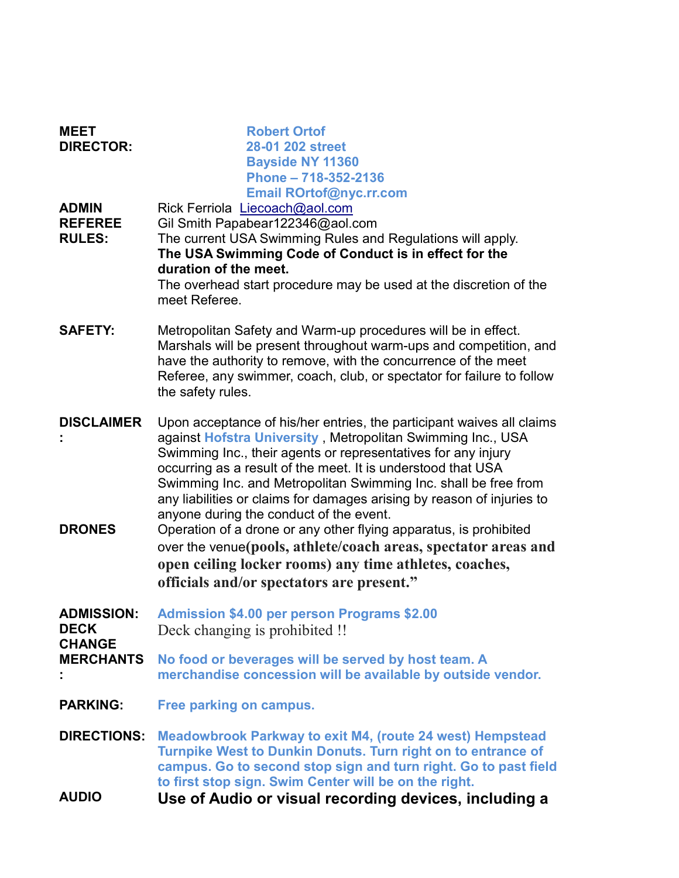**MEET DIRECTOR:** **Robert Ortof**
**28-01 202 street**
**Bayside NY 11360**
**Phone – 718-352-2136**
**Email ROrtof@nyc.rr.com**

**ADMIN** Rick Ferriola Liecoach@aol.com

**REFEREE** Gil Smith Papabear122346@aol.com

**RULES:** The current USA Swimming Rules and Regulations will apply. **The USA Swimming Code of Conduct is in effect for the duration of the meet.** The overhead start procedure may be used at the discretion of the meet Referee.

**SAFETY:** Metropolitan Safety and Warm-up procedures will be in effect. Marshals will be present throughout warm-ups and competition, and have the authority to remove, with the concurrence of the meet Referee, any swimmer, coach, club, or spectator for failure to follow the safety rules.

**DISCLAIMER:** Upon acceptance of his/her entries, the participant waives all claims against **Hofstra University** , Metropolitan Swimming Inc., USA Swimming Inc., their agents or representatives for any injury occurring as a result of the meet. It is understood that USA Swimming Inc. and Metropolitan Swimming Inc. shall be free from any liabilities or claims for damages arising by reason of injuries to anyone during the conduct of the event.

**DRONES** Operation of a drone or any other flying apparatus, is prohibited over the venue**(pools, athlete/coach areas, spectator areas and open ceiling locker rooms) any time athletes, coaches, officials and/or spectators are present."**

**ADMISSION:** **Admission $4.00 per person Programs $2.00**

**DECK CHANGE** Deck changing is prohibited !!

**MERCHANTS:** **No food or beverages will be served by host team. A merchandise concession will be available by outside vendor.**

**PARKING:** **Free parking on campus.**

**DIRECTIONS:** **Meadowbrook Parkway to exit M4, (route 24 west) Hempstead Turnpike West to Dunkin Donuts. Turn right on to entrance of campus. Go to second stop sign and turn right. Go to past field to first stop sign. Swim Center will be on the right.**

**AUDIO** **Use of Audio or visual recording devices, including a**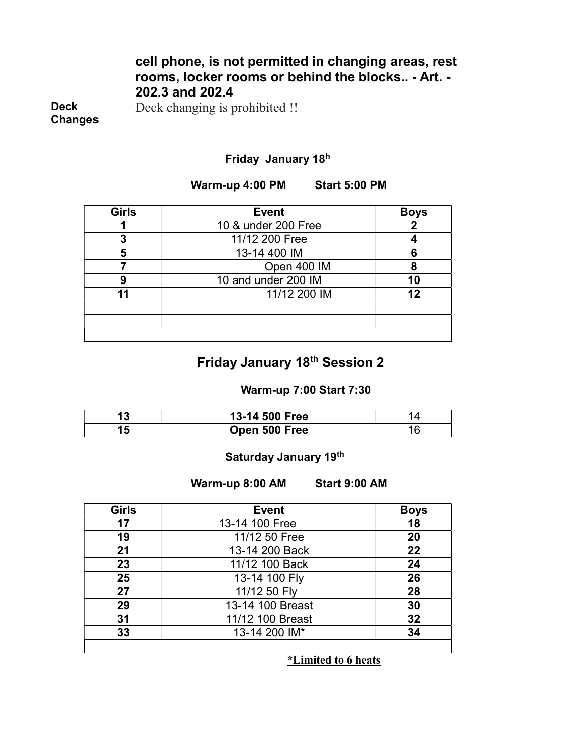**cell phone, is not permitted in changing areas, rest rooms, locker rooms or behind the blocks.. - Art. - 202.3 and 202.4**

**Deck Changes** Deck changing is prohibited !!

**Friday January 18h**

**Warm-up 4:00 PM Start 5:00 PM**

| Girls | Event | Boys |
|---|---|---|
| 1 | 10 & under 200 Free | 2 |
| 3 | 11/12 200 Free | 4 |
| 5 | 13-14 400 IM | 6 |
| 7 | Open 400 IM | 8 |
| 9 | 10 and under 200 IM | 10 |
| 11 | 11/12 200 IM | 12 |
| | | |
| | | |
| | | |

## Friday January 18th Session 2

**Warm-up 7:00 Start 7:30**

| | | |
|---|---|---|
| 13 | **13-14 500 Free** | 14 |
| 15 | **Open 500 Free** | 16 |

**Saturday January 19th**

**Warm-up 8:00 AM Start 9:00 AM**

| Girls | Event | Boys |
|---|---|---|
| 17 | 13-14 100 Free | 18 |
| 19 | 11/12 50 Free | 20 |
| 21 | 13-14 200 Back | 22 |
| 23 | 11/12 100 Back | 24 |
| 25 | 13-14 100 Fly | 26 |
| 27 | 11/12 50 Fly | 28 |
| 29 | 13-14 100 Breast | 30 |
| 31 | 11/12 100 Breast | 32 |
| 33 | 13-14 200 IM* | 34 |
| | | |

**\*Limited to 6 heats**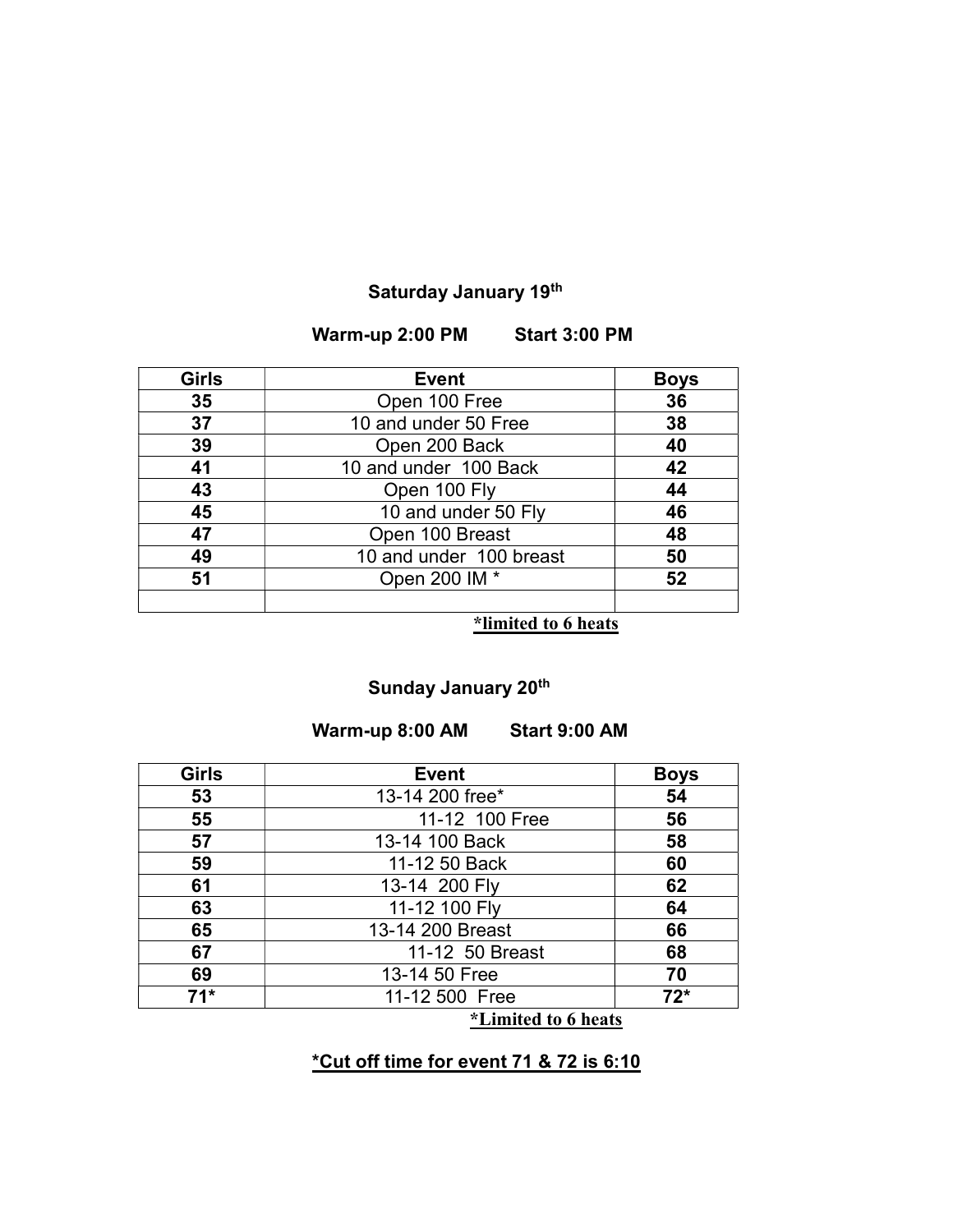## Saturday January 19th

**Warm-up 2:00 PM Start 3:00 PM**

| Girls | Event | Boys |
|---|---|---|
| **35** | Open 100 Free | **36** |
| **37** | 10 and under 50 Free | **38** |
| **39** | Open 200 Back | **40** |
| **41** | 10 and under 100 Back | **42** |
| **43** | Open 100 Fly | **44** |
| **45** | 10 and under 50 Fly | **46** |
| **47** | Open 100 Breast | **48** |
| **49** | 10 and under 100 breast | **50** |
| **51** | Open 200 IM * | **52** |
| | | |

***limited to 6 heats**

## Sunday January 20th

**Warm-up 8:00 AM Start 9:00 AM**

| Girls | Event | Boys |
|---|---|---|
| **53** | 13-14 200 free* | **54** |
| **55** | 11-12 100 Free | **56** |
| **57** | 13-14 100 Back | **58** |
| **59** | 11-12 50 Back | **60** |
| **61** | 13-14 200 Fly | **62** |
| **63** | 11-12 100 Fly | **64** |
| **65** | 13-14 200 Breast | **66** |
| **67** | 11-12 50 Breast | **68** |
| **69** | 13-14 50 Free | **70** |
| **71*** | 11-12 500 Free | **72*** |

***Limited to 6 heats**

***Cut off time for event 71 & 72 is 6:10**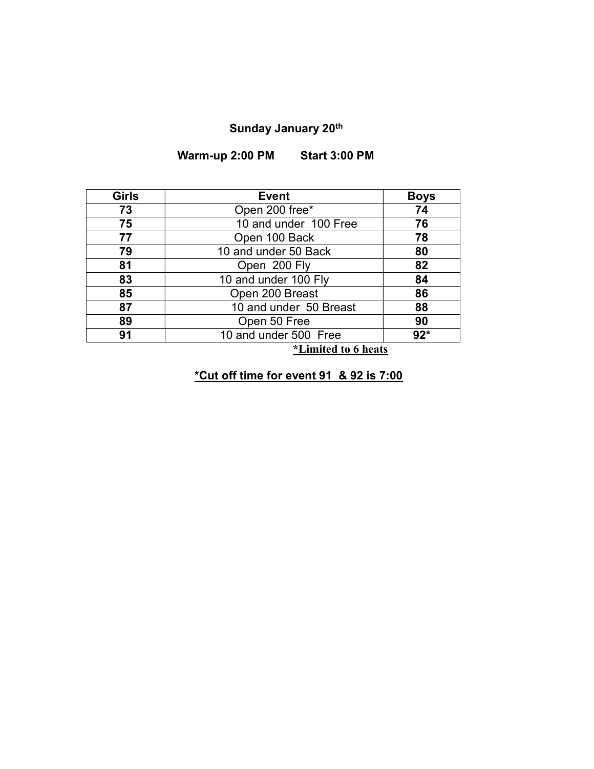**Sunday January 20th**

**Warm-up 2:00 PM Start 3:00 PM**

| Girls | Event | Boys |
|---|---|---|
| 73 | Open 200 free* | 74 |
| 75 | 10 and under 100 Free | 76 |
| 77 | Open 100 Back | 78 |
| 79 | 10 and under 50 Back | 80 |
| 81 | Open 200 Fly | 82 |
| 83 | 10 and under 100 Fly | 84 |
| 85 | Open 200 Breast | 86 |
| 87 | 10 and under 50 Breast | 88 |
| 89 | Open 50 Free | 90 |
| 91 | 10 and under 500 Free | 92* |

***Limited to 6 heats**

***Cut off time for event 91 & 92 is 7:00**